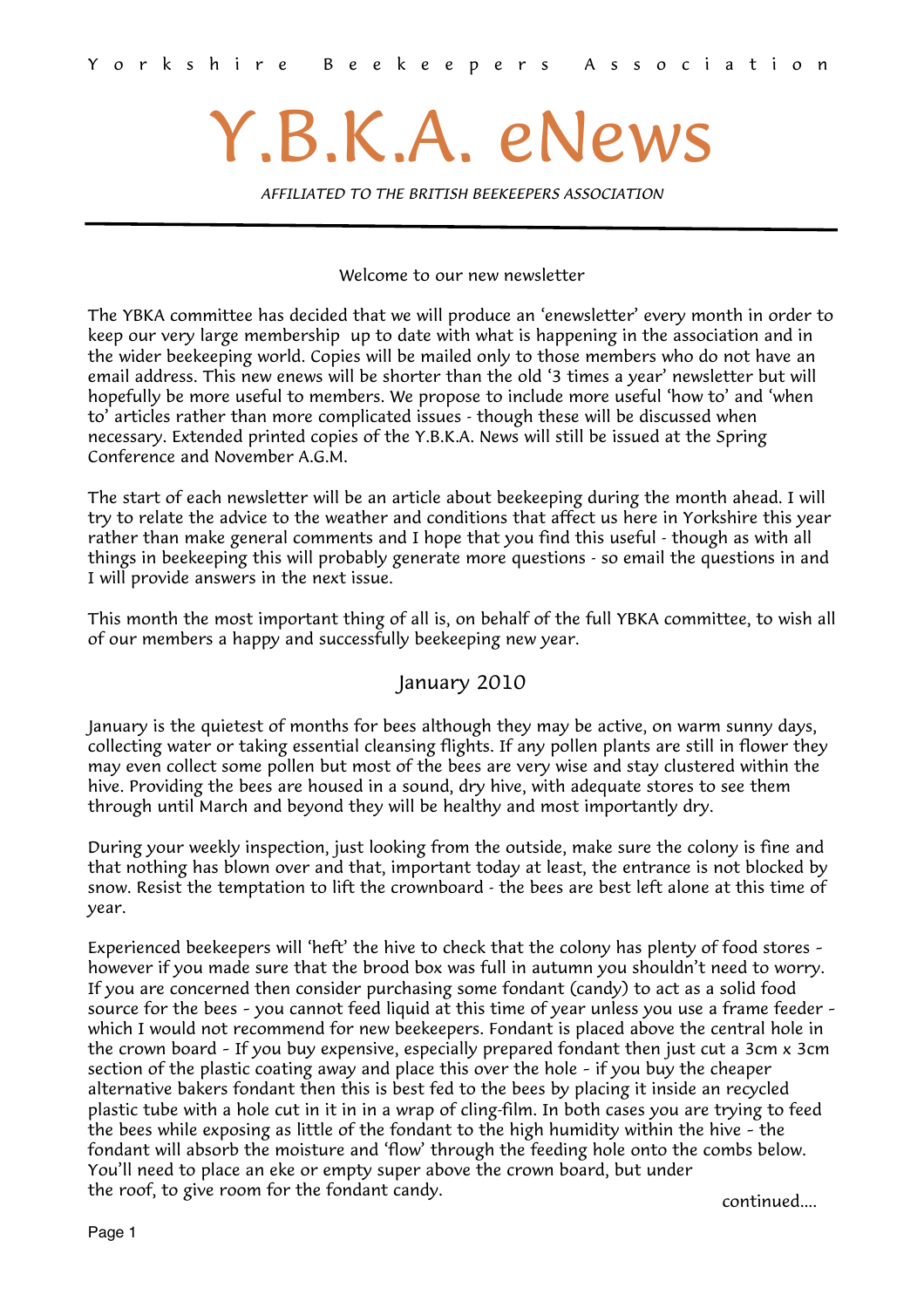Yorkshire Beekeepers Association

# Y.B.K.A. eNews

*AFFILIATED TO THE BRITISH BEEKEEPERS ASSOCIATION*

---

Welcome to our new newsletter

The YBKA committee has decided that we will produce an 'enewsletter' every month in order to keep our very large membership up to date with what is happening in the association and in the wider beekeeping world. Copies will be mailed only to those members who do not have an email address. This new enews will be shorter than the old '3 times a year' newsletter but will hopefully be more useful to members. We propose to include more useful 'how to' and 'when to' articles rather than more complicated issues - though these will be discussed when necessary. Extended printed copies of the Y.B.K.A. News will still be issued at the Spring Conference and November A.G.M.

The start of each newsletter will be an article about beekeeping during the month ahead. I will try to relate the advice to the weather and conditions that affect us here in Yorkshire this year rather than make general comments and I hope that you find this useful - though as with all things in beekeeping this will probably generate more questions - so email the questions in and I will provide answers in the next issue.

This month the most important thing of all is, on behalf of the full YBKA committee, to wish all of our members a happy and successfully beekeeping new year.

## January 2010

January is the quietest of months for bees although they may be active, on warm sunny days, collecting water or taking essential cleansing flights. If any pollen plants are still in flower they may even collect some pollen but most of the bees are very wise and stay clustered within the hive. Providing the bees are housed in a sound, dry hive, with adequate stores to see them through until March and beyond they will be healthy and most importantly dry.

During your weekly inspection, just looking from the outside, make sure the colony is fine and that nothing has blown over and that, important today at least, the entrance is not blocked by snow. Resist the temptation to lift the crownboard - the bees are best left alone at this time of year.

Experienced beekeepers will 'heft' the hive to check that the colony has plenty of food stores - however if you made sure that the brood box was full in autumn you shouldn't need to worry. If you are concerned then consider purchasing some fondant (candy) to act as a solid food source for the bees - you cannot feed liquid at this time of year unless you use a frame feeder - which I would not recommend for new beekeepers. Fondant is placed above the central hole in the crown board - If you buy expensive, especially prepared fondant then just cut a 3cm x 3cm section of the plastic coating away and place this over the hole - if you buy the cheaper alternative bakers fondant then this is best fed to the bees by placing it inside an recycled plastic tube with a hole cut in it in in a wrap of cling-film. In both cases you are trying to feed the bees while exposing as little of the fondant to the high humidity within the hive - the fondant will absorb the moisture and 'flow' through the feeding hole onto the combs below. You'll need to place an eke or empty super above the crown board, but under the roof, to give room for the fondant candy.

continued....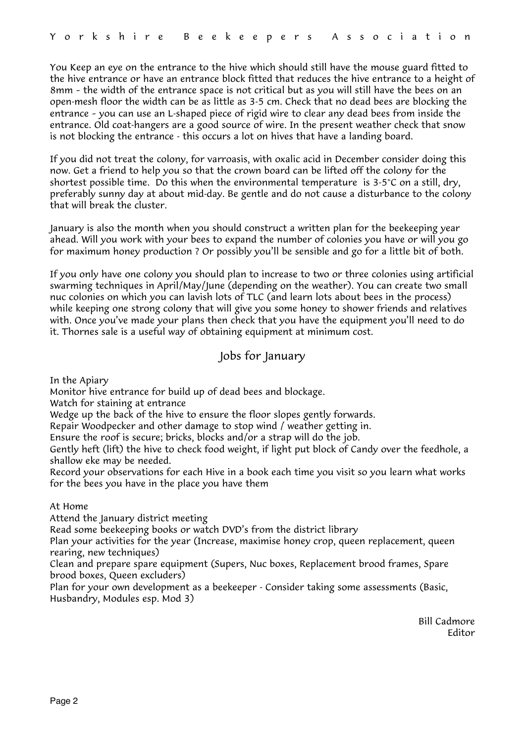You Keep an eye on the entrance to the hive which should still have the mouse guard fitted to the hive entrance or have an entrance block fitted that reduces the hive entrance to a height of 8mm - the width of the entrance space is not critical but as you will still have the bees on an open-mesh floor the width can be as little as 3-5 cm. Check that no dead bees are blocking the entrance - you can use an L-shaped piece of rigid wire to clear any dead bees from inside the entrance. Old coat-hangers are a good source of wire. In the present weather check that snow is not blocking the entrance - this occurs a lot on hives that have a landing board.

If you did not treat the colony, for varroasis, with oxalic acid in December consider doing this now. Get a friend to help you so that the crown board can be lifted off the colony for the shortest possible time. Do this when the environmental temperature is 3-5°C on a still, dry, preferably sunny day at about mid-day. Be gentle and do not cause a disturbance to the colony that will break the cluster.

January is also the month when you should construct a written plan for the beekeeping year ahead. Will you work with your bees to expand the number of colonies you have or will you go for maximum honey production ? Or possibly you'll be sensible and go for a little bit of both.

If you only have one colony you should plan to increase to two or three colonies using artificial swarming techniques in April/May/June (depending on the weather). You can create two small nuc colonies on which you can lavish lots of TLC (and learn lots about bees in the process) while keeping one strong colony that will give you some honey to shower friends and relatives with. Once you've made your plans then check that you have the equipment you'll need to do it. Thornes sale is a useful way of obtaining equipment at minimum cost.

## Jobs for January

In the Apiary

Monitor hive entrance for build up of dead bees and blockage.
Watch for staining at entrance
Wedge up the back of the hive to ensure the floor slopes gently forwards.
Repair Woodpecker and other damage to stop wind / weather getting in.
Ensure the roof is secure; bricks, blocks and/or a strap will do the job.
Gently heft (lift) the hive to check food weight, if light put block of Candy over the feedhole, a shallow eke may be needed.
Record your observations for each Hive in a book each time you visit so you learn what works for the bees you have in the place you have them

At Home

Attend the January district meeting
Read some beekeeping books or watch DVD's from the district library
Plan your activities for the year (Increase, maximise honey crop, queen replacement, queen rearing, new techniques)
Clean and prepare spare equipment (Supers, Nuc boxes, Replacement brood frames, Spare brood boxes, Queen excluders)
Plan for your own development as a beekeeper - Consider taking some assessments (Basic, Husbandry, Modules esp. Mod 3)

Bill Cadmore
Editor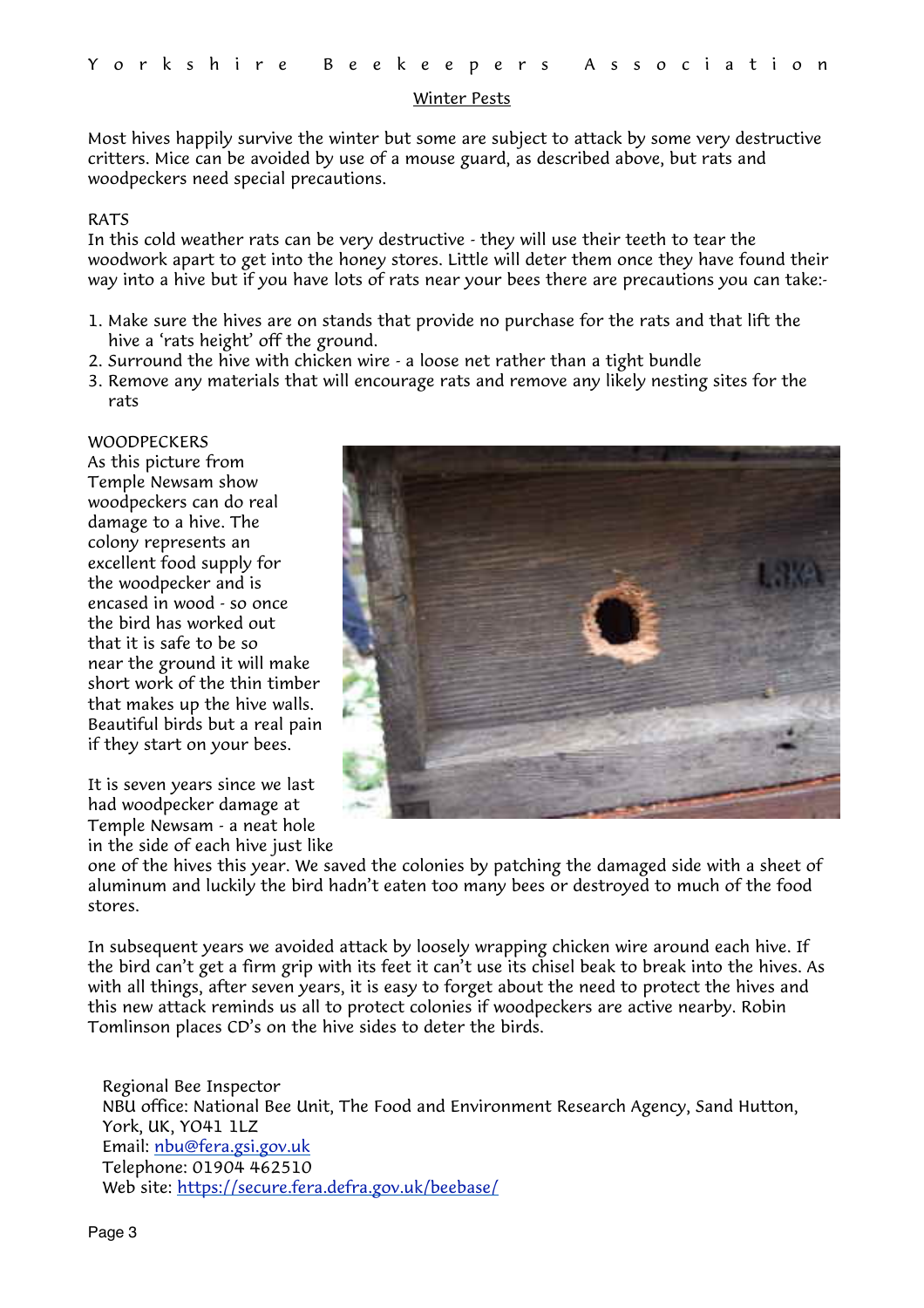## Winter Pests

Most hives happily survive the winter but some are subject to attack by some very destructive critters. Mice can be avoided by use of a mouse guard, as described above, but rats and woodpeckers need special precautions.

RATS

In this cold weather rats can be very destructive - they will use their teeth to tear the woodwork apart to get into the honey stores. Little will deter them once they have found their way into a hive but if you have lots of rats near your bees there are precautions you can take:-

1. Make sure the hives are on stands that provide no purchase for the rats and that lift the hive a 'rats height' off the ground.
2. Surround the hive with chicken wire - a loose net rather than a tight bundle
3. Remove any materials that will encourage rats and remove any likely nesting sites for the rats

WOODPECKERS

As this picture from Temple Newsam show woodpeckers can do real damage to a hive. The colony represents an excellent food supply for the woodpecker and is encased in wood - so once the bird has worked out that it is safe to be so near the ground it will make short work of the thin timber that makes up the hive walls. Beautiful birds but a real pain if they start on your bees.

It is seven years since we last had woodpecker damage at Temple Newsam - a neat hole in the side of each hive just like one of the hives this year. We saved the colonies by patching the damaged side with a sheet of aluminum and luckily the bird hadn't eaten too many bees or destroyed to much of the food stores.

In subsequent years we avoided attack by loosely wrapping chicken wire around each hive. If the bird can't get a firm grip with its feet it can't use its chisel beak to break into the hives. As with all things, after seven years, it is easy to forget about the need to protect the hives and this new attack reminds us all to protect colonies if woodpeckers are active nearby. Robin Tomlinson places CD's on the hive sides to deter the birds.

Regional Bee Inspector
NBU office: National Bee Unit, The Food and Environment Research Agency, Sand Hutton, York, UK, YO41 1LZ
Email: nbu@fera.gsi.gov.uk
Telephone: 01904 462510
Web site: https://secure.fera.defra.gov.uk/beebase/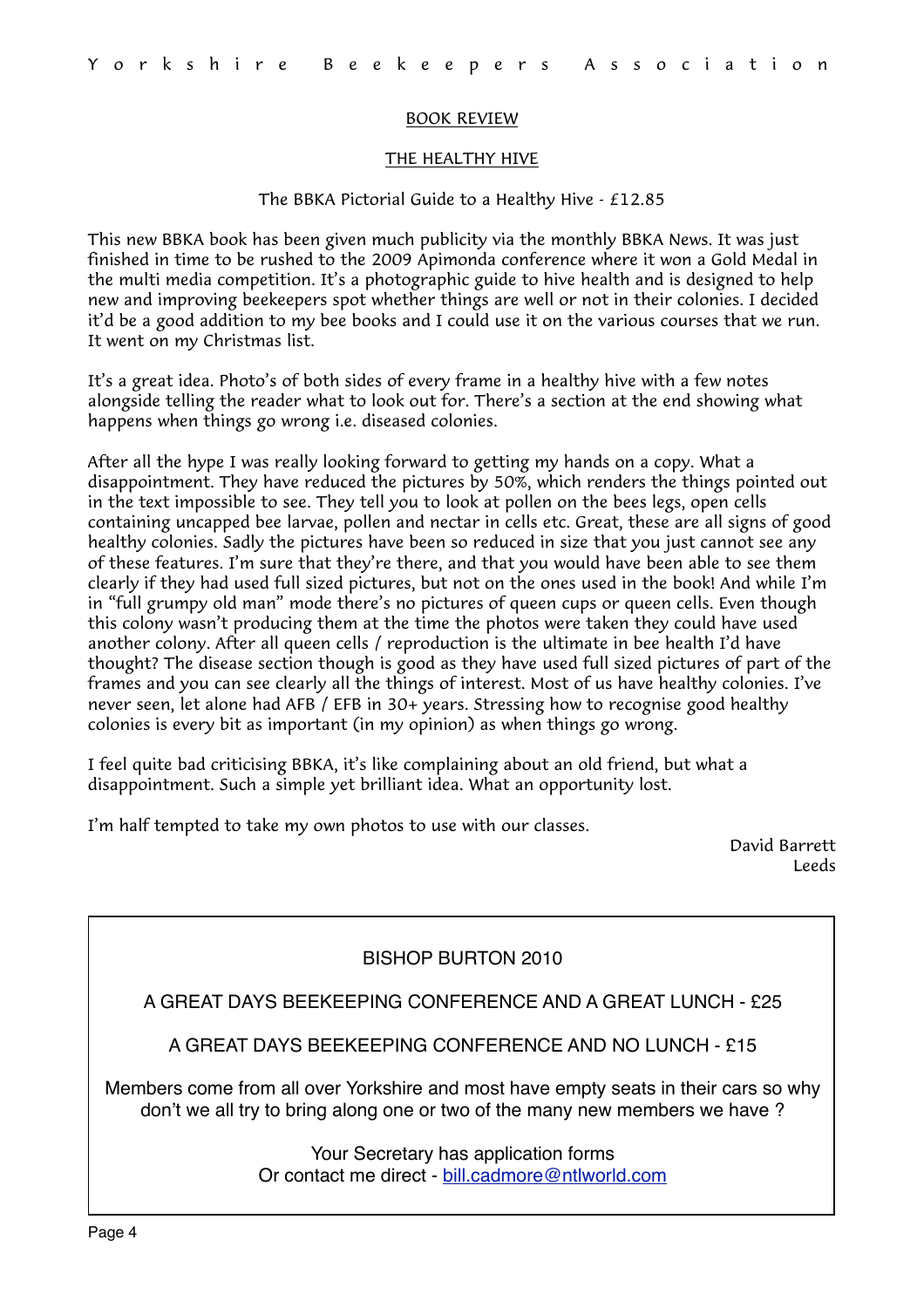## BOOK REVIEW

### THE HEALTHY HIVE

The BBKA Pictorial Guide to a Healthy Hive - £12.85

This new BBKA book has been given much publicity via the monthly BBKA News. It was just finished in time to be rushed to the 2009 Apimonda conference where it won a Gold Medal in the multi media competition. It's a photographic guide to hive health and is designed to help new and improving beekeepers spot whether things are well or not in their colonies. I decided it'd be a good addition to my bee books and I could use it on the various courses that we run. It went on my Christmas list.

It's a great idea. Photo's of both sides of every frame in a healthy hive with a few notes alongside telling the reader what to look out for. There's a section at the end showing what happens when things go wrong i.e. diseased colonies.

After all the hype I was really looking forward to getting my hands on a copy. What a disappointment. They have reduced the pictures by 50%, which renders the things pointed out in the text impossible to see. They tell you to look at pollen on the bees legs, open cells containing uncapped bee larvae, pollen and nectar in cells etc. Great, these are all signs of good healthy colonies. Sadly the pictures have been so reduced in size that you just cannot see any of these features. I'm sure that they're there, and that you would have been able to see them clearly if they had used full sized pictures, but not on the ones used in the book! And while I'm in "full grumpy old man" mode there's no pictures of queen cups or queen cells. Even though this colony wasn't producing them at the time the photos were taken they could have used another colony. After all queen cells / reproduction is the ultimate in bee health I'd have thought? The disease section though is good as they have used full sized pictures of part of the frames and you can see clearly all the things of interest. Most of us have healthy colonies. I've never seen, let alone had AFB / EFB in 30+ years. Stressing how to recognise good healthy colonies is every bit as important (in my opinion) as when things go wrong.

I feel quite bad criticising BBKA, it's like complaining about an old friend, but what a disappointment. Such a simple yet brilliant idea. What an opportunity lost.

I'm half tempted to take my own photos to use with our classes.

David Barrett
Leeds

---

BISHOP BURTON 2010

A GREAT DAYS BEEKEEPING CONFERENCE AND A GREAT LUNCH - £25

A GREAT DAYS BEEKEEPING CONFERENCE AND NO LUNCH - £15

Members come from all over Yorkshire and most have empty seats in their cars so why don't we all try to bring along one or two of the many new members we have ?

Your Secretary has application forms
Or contact me direct - bill.cadmore@ntlworld.com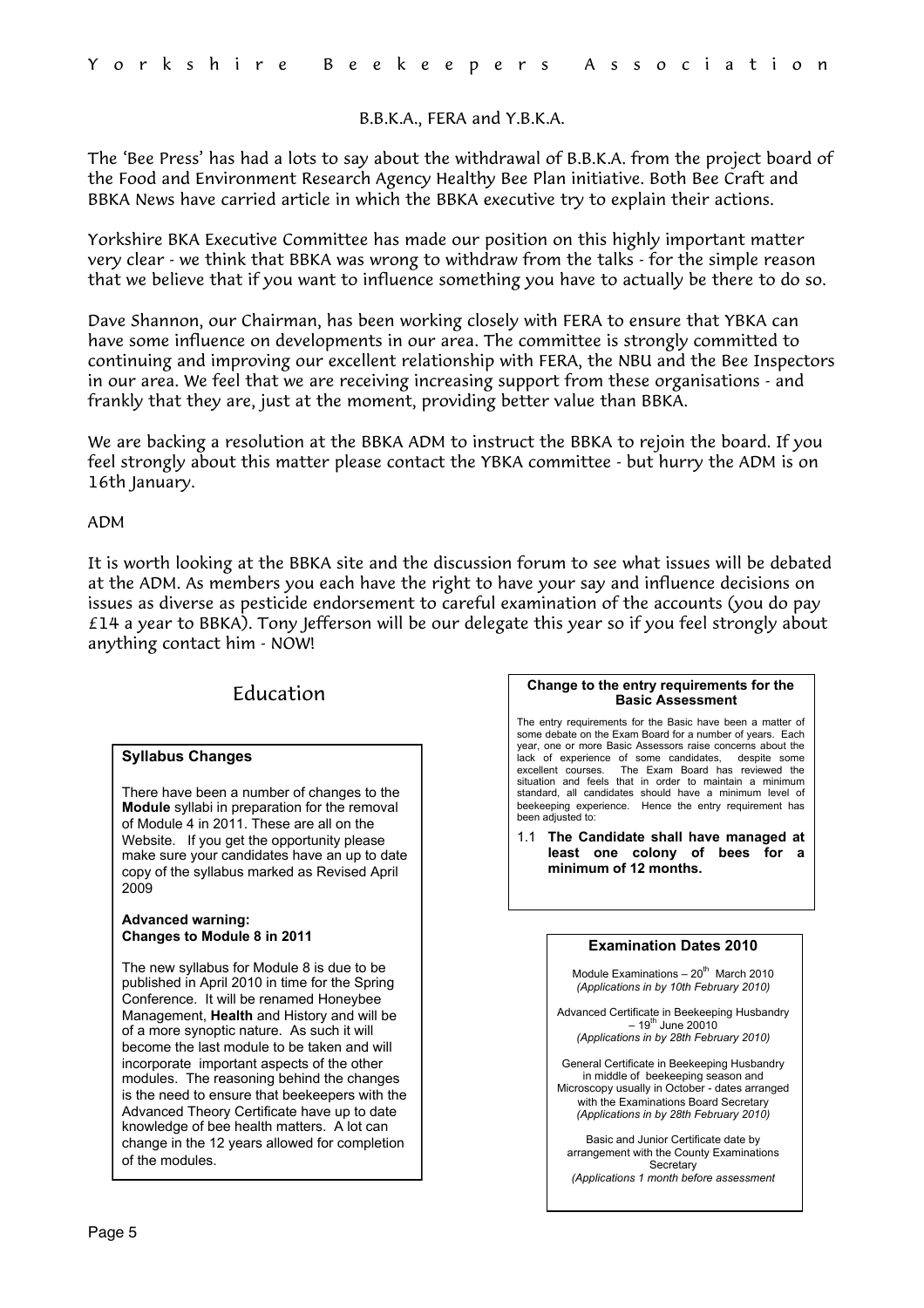## B.B.K.A., FERA and Y.B.K.A.

The 'Bee Press' has had a lots to say about the withdrawal of B.B.K.A. from the project board of the Food and Environment Research Agency Healthy Bee Plan initiative. Both Bee Craft and BBKA News have carried article in which the BBKA executive try to explain their actions.

Yorkshire BKA Executive Committee has made our position on this highly important matter very clear - we think that BBKA was wrong to withdraw from the talks - for the simple reason that we believe that if you want to influence something you have to actually be there to do so.

Dave Shannon, our Chairman, has been working closely with FERA to ensure that YBKA can have some influence on developments in our area. The committee is strongly committed to continuing and improving our excellent relationship with FERA, the NBU and the Bee Inspectors in our area. We feel that we are receiving increasing support from these organisations - and frankly that they are, just at the moment, providing better value than BBKA.

We are backing a resolution at the BBKA ADM to instruct the BBKA to rejoin the board. If you feel strongly about this matter please contact the YBKA committee - but hurry the ADM is on 16th January.

## ADM

It is worth looking at the BBKA site and the discussion forum to see what issues will be debated at the ADM. As members you each have the right to have your say and influence decisions on issues as diverse as pesticide endorsement to careful examination of the accounts (you do pay £14 a year to BBKA). Tony Jefferson will be our delegate this year so if you feel strongly about anything contact him - NOW!

## Education

### Syllabus Changes

There have been a number of changes to the **Module** syllabi in preparation for the removal of Module 4 in 2011. These are all on the Website. If you get the opportunity please make sure your candidates have an up to date copy of the syllabus marked as Revised April 2009

**Advanced warning:**
**Changes to Module 8 in 2011**

The new syllabus for Module 8 is due to be published in April 2010 in time for the Spring Conference. It will be renamed Honeybee Management, **Health** and History and will be of a more synoptic nature. As such it will become the last module to be taken and will incorporate important aspects of the other modules. The reasoning behind the changes is the need to ensure that beekeepers with the Advanced Theory Certificate have up to date knowledge of bee health matters. A lot can change in the 12 years allowed for completion of the modules.

### Change to the entry requirements for the Basic Assessment

The entry requirements for the Basic have been a matter of some debate on the Exam Board for a number of years. Each year, one or more Basic Assessors raise concerns about the lack of experience of some candidates, despite some excellent courses. The Exam Board has reviewed the situation and feels that in order to maintain a minimum standard, all candidates should have a minimum level of beekeeping experience. Hence the entry requirement has been adjusted to:

1.1 **The Candidate shall have managed at least one colony of bees for a minimum of 12 months.**

### Examination Dates 2010

Module Examinations – 20th March 2010
*(Applications in by 10th February 2010)*

Advanced Certificate in Beekeeping Husbandry – 19th June 20010
*(Applications in by 28th February 2010)*

General Certificate in Beekeeping Husbandry in middle of beekeeping season and Microscopy usually in October - dates arranged with the Examinations Board Secretary
*(Applications in by 28th February 2010)*

Basic and Junior Certificate date by arrangement with the County Examinations Secretary
*(Applications 1 month before assessment*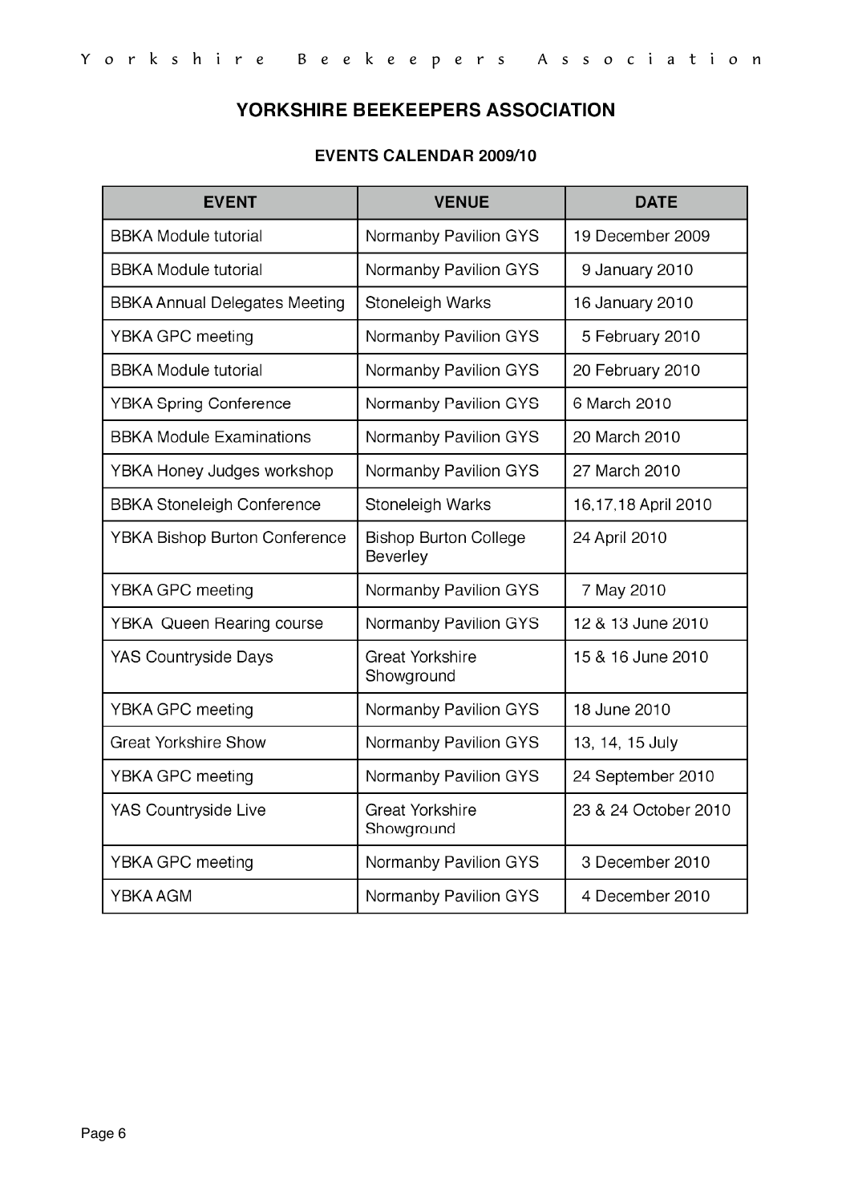# YORKSHIRE BEEKEEPERS ASSOCIATION

## EVENTS CALENDAR 2009/10

| EVENT | VENUE | DATE |
|---|---|---|
| BBKA Module tutorial | Normanby Pavilion GYS | 19 December 2009 |
| BBKA Module tutorial | Normanby Pavilion GYS | 9 January 2010 |
| BBKA Annual Delegates Meeting | Stoneleigh Warks | 16 January 2010 |
| YBKA GPC meeting | Normanby Pavilion GYS | 5 February 2010 |
| BBKA Module tutorial | Normanby Pavilion GYS | 20 February 2010 |
| YBKA Spring Conference | Normanby Pavilion GYS | 6 March 2010 |
| BBKA Module Examinations | Normanby Pavilion GYS | 20 March 2010 |
| YBKA Honey Judges workshop | Normanby Pavilion GYS | 27 March 2010 |
| BBKA Stoneleigh Conference | Stoneleigh Warks | 16,17,18 April 2010 |
| YBKA Bishop Burton Conference | Bishop Burton College Beverley | 24 April 2010 |
| YBKA GPC meeting | Normanby Pavilion GYS | 7 May 2010 |
| YBKA Queen Rearing course | Normanby Pavilion GYS | 12 & 13 June 2010 |
| YAS Countryside Days | Great Yorkshire Showground | 15 & 16 June 2010 |
| YBKA GPC meeting | Normanby Pavilion GYS | 18 June 2010 |
| Great Yorkshire Show | Normanby Pavilion GYS | 13, 14, 15 July |
| YBKA GPC meeting | Normanby Pavilion GYS | 24 September 2010 |
| YAS Countryside Live | Great Yorkshire Showground | 23 & 24 October 2010 |
| YBKA GPC meeting | Normanby Pavilion GYS | 3 December 2010 |
| YBKA AGM | Normanby Pavilion GYS | 4 December 2010 |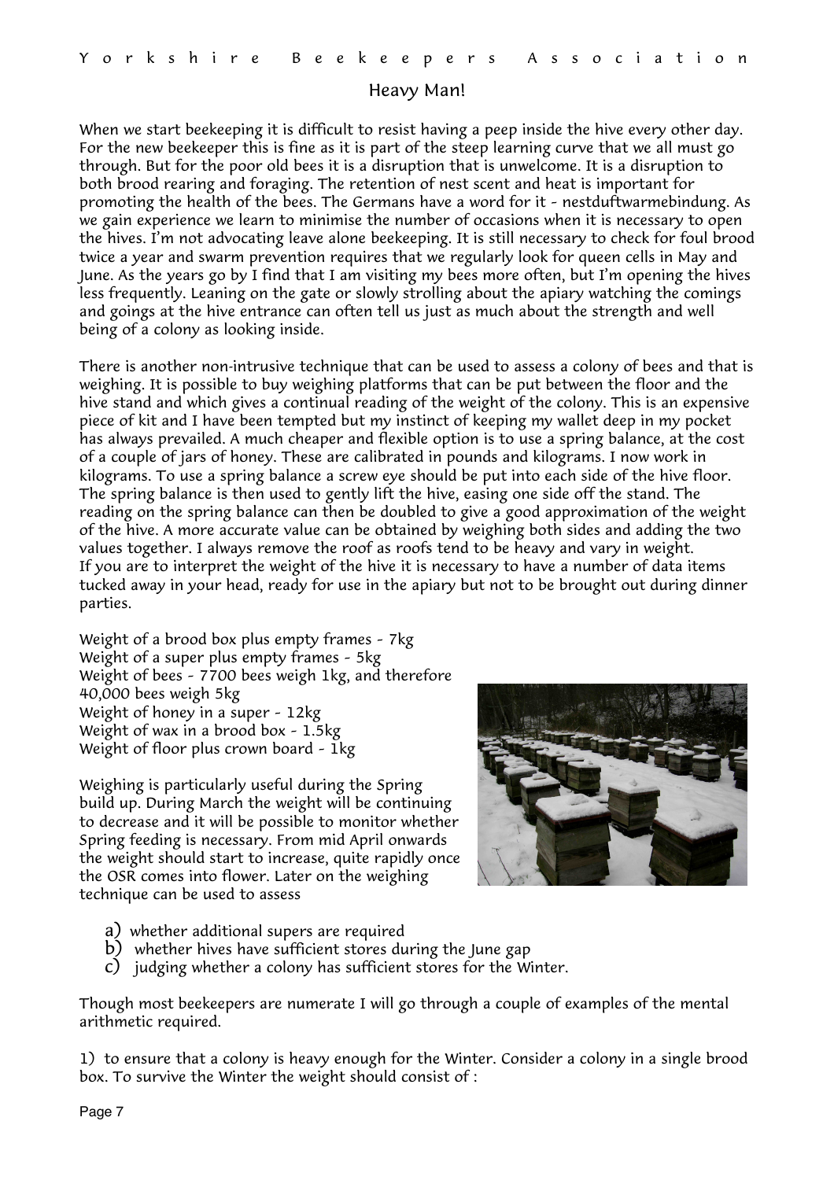## Heavy Man!

When we start beekeeping it is difficult to resist having a peep inside the hive every other day. For the new beekeeper this is fine as it is part of the steep learning curve that we all must go through. But for the poor old bees it is a disruption that is unwelcome. It is a disruption to both brood rearing and foraging. The retention of nest scent and heat is important for promoting the health of the bees. The Germans have a word for it - nestduftwarmebindung. As we gain experience we learn to minimise the number of occasions when it is necessary to open the hives. I'm not advocating leave alone beekeeping. It is still necessary to check for foul brood twice a year and swarm prevention requires that we regularly look for queen cells in May and June. As the years go by I find that I am visiting my bees more often, but I'm opening the hives less frequently. Leaning on the gate or slowly strolling about the apiary watching the comings and goings at the hive entrance can often tell us just as much about the strength and well being of a colony as looking inside.

There is another non-intrusive technique that can be used to assess a colony of bees and that is weighing. It is possible to buy weighing platforms that can be put between the floor and the hive stand and which gives a continual reading of the weight of the colony. This is an expensive piece of kit and I have been tempted but my instinct of keeping my wallet deep in my pocket has always prevailed. A much cheaper and flexible option is to use a spring balance, at the cost of a couple of jars of honey. These are calibrated in pounds and kilograms. I now work in kilograms. To use a spring balance a screw eye should be put into each side of the hive floor. The spring balance is then used to gently lift the hive, easing one side off the stand. The reading on the spring balance can then be doubled to give a good approximation of the weight of the hive. A more accurate value can be obtained by weighing both sides and adding the two values together. I always remove the roof as roofs tend to be heavy and vary in weight.
If you are to interpret the weight of the hive it is necessary to have a number of data items tucked away in your head, ready for use in the apiary but not to be brought out during dinner parties.

Weight of a brood box plus empty frames - 7kg
Weight of a super plus empty frames - 5kg
Weight of bees - 7700 bees weigh 1kg, and therefore 40,000 bees weigh 5kg
Weight of honey in a super - 12kg
Weight of wax in a brood box - 1.5kg
Weight of floor plus crown board - 1kg

Weighing is particularly useful during the Spring build up. During March the weight will be continuing to decrease and it will be possible to monitor whether Spring feeding is necessary. From mid April onwards the weight should start to increase, quite rapidly once the OSR comes into flower. Later on the weighing technique can be used to assess

a) whether additional supers are required
b) whether hives have sufficient stores during the June gap
c) judging whether a colony has sufficient stores for the Winter.

Though most beekeepers are numerate I will go through a couple of examples of the mental arithmetic required.

1) to ensure that a colony is heavy enough for the Winter. Consider a colony in a single brood box. To survive the Winter the weight should consist of :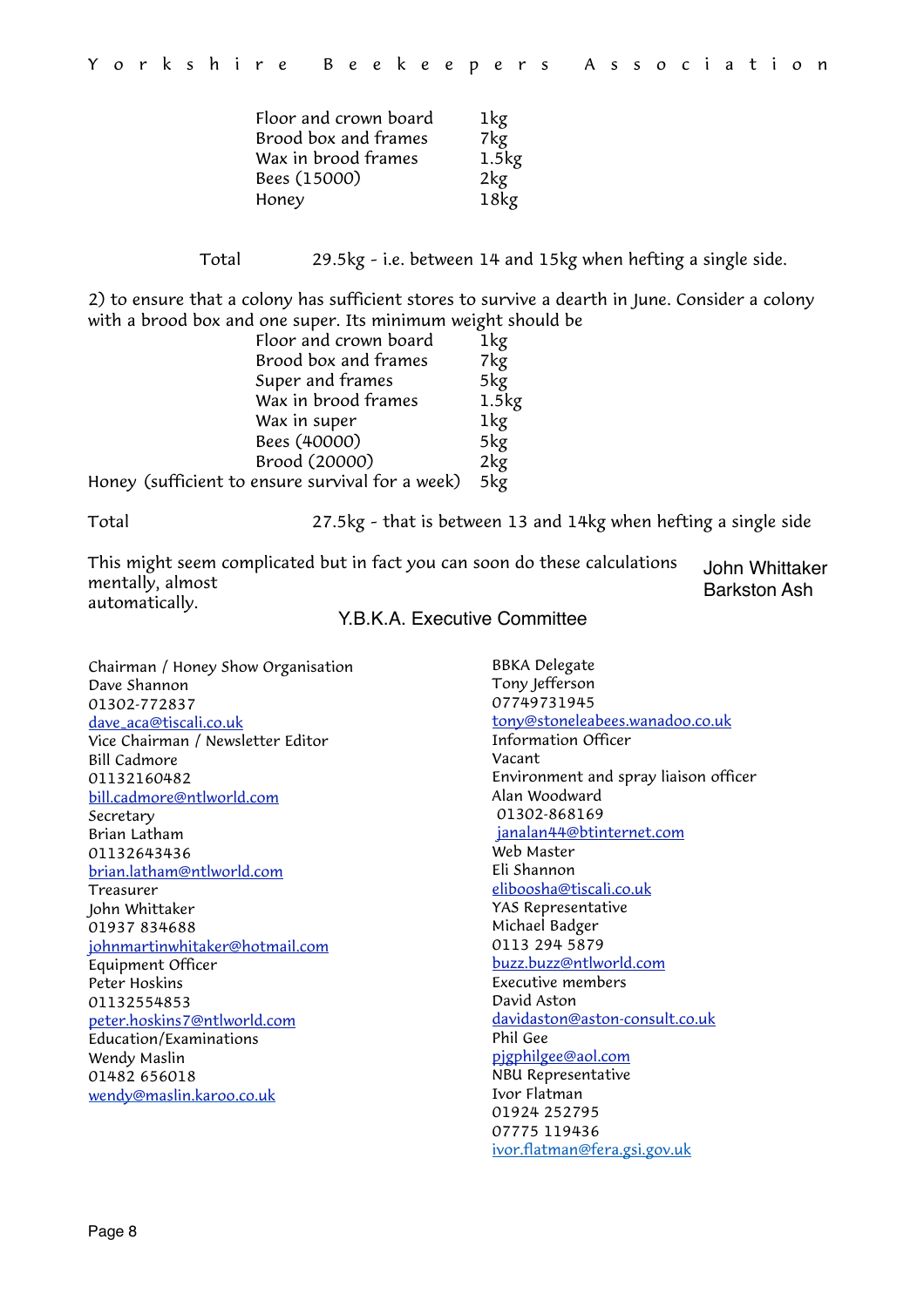| | |
|---|---|
| Floor and crown board | 1kg |
| Brood box and frames | 7kg |
| Wax in brood frames | 1.5kg |
| Bees (15000) | 2kg |
| Honey | 18kg |

Total 29.5kg - i.e. between 14 and 15kg when hefting a single side.

2) to ensure that a colony has sufficient stores to survive a dearth in June. Consider a colony with a brood box and one super. Its minimum weight should be

| | |
|---|---|
| Floor and crown board | 1kg |
| Brood box and frames | 7kg |
| Super and frames | 5kg |
| Wax in brood frames | 1.5kg |
| Wax in super | 1kg |
| Bees (40000) | 5kg |
| Brood (20000) | 2kg |
| Honey (sufficient to ensure survival for a week) | 5kg |

Total 27.5kg - that is between 13 and 14kg when hefting a single side

This might seem complicated but in fact you can soon do these calculations mentally, almost automatically.

John Whittaker
Barkston Ash

## Y.B.K.A. Executive Committee

Chairman / Honey Show Organisation
Dave Shannon
01302-772837
dave_aca@tiscali.co.uk

Vice Chairman / Newsletter Editor
Bill Cadmore
01132160482
bill.cadmore@ntlworld.com

Secretary
Brian Latham
01132643436
brian.latham@ntlworld.com

Treasurer
John Whittaker
01937 834688
johnmartinwhitaker@hotmail.com

Equipment Officer
Peter Hoskins
01132554853
peter.hoskins7@ntlworld.com

Education/Examinations
Wendy Maslin
01482 656018
wendy@maslin.karoo.co.uk

BBKA Delegate
Tony Jefferson
07749731945
tony@stoneleabees.wanadoo.co.uk

Information Officer
Vacant

Environment and spray liaison officer
Alan Woodward
01302-868169
janalan44@btinternet.com

Web Master
Eli Shannon
eliboosha@tiscali.co.uk

YAS Representative
Michael Badger
0113 294 5879
buzz.buzz@ntlworld.com

Executive members
David Aston
davidaston@aston-consult.co.uk
Phil Gee
pjgphilgee@aol.com

NBU Representative
Ivor Flatman
01924 252795
07775 119436
ivor.flatman@fera.gsi.gov.uk